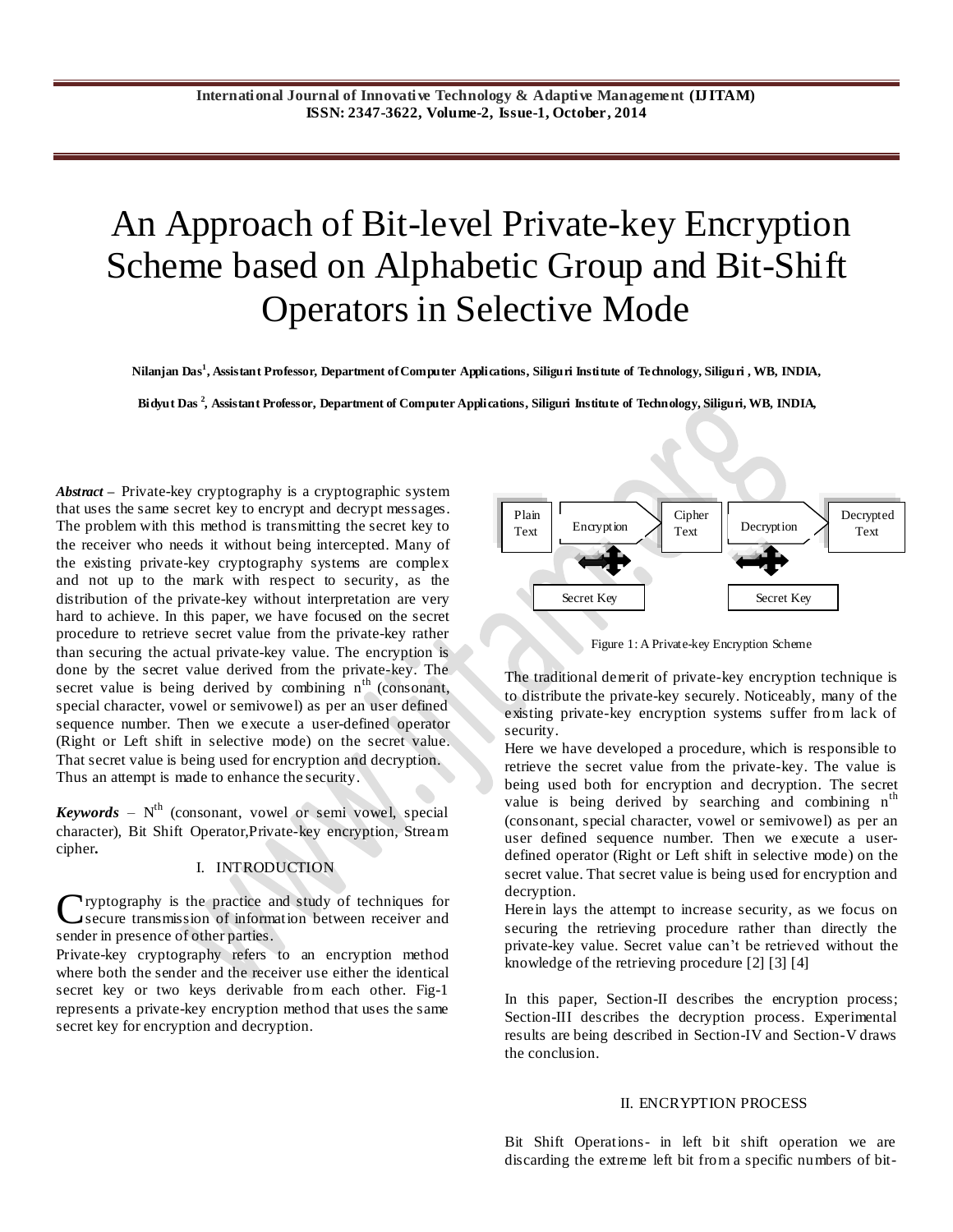# An Approach of Bit-level Private-key Encryption Scheme based on Alphabetic Group and Bit-Shift Operators in Selective Mode

**Nilanjan Das[1], Assistant Professor, Department of Computer Applications, Siliguri Institute of Technology, Siliguri , WB, INDIA,**

**Bidyut Das [2], Assistant Professor, Department of Computer Applications, Siliguri Institute of Technology, Siliguri, WB, INDIA,**

***Abstract*** **–** Private-key cryptography is a cryptographic system that uses the same secret key to encrypt and decrypt messages. The problem with this method is transmitting the secret key to the receiver who needs it without being intercepted. Many of the existing private-key cryptography systems are complex and not up to the mark with respect to security, as the distribution of the private-key without interpretation are very hard to achieve. In this paper, we have focused on the secret procedure to retrieve secret value from the private-key rather than securing the actual private-key value. The encryption is done by the secret value derived from the private-key. The secret value is being derived by combining $n^{th}$ (consonant, special character, vowel or semivowel) as per an user defined sequence number. Then we execute a user-defined operator (Right or Left shift in selective mode) on the secret value. That secret value is being used for encryption and decryption. Thus an attempt is made to enhance the security.

***Keywords*** – $N^{th}$ (consonant, vowel or semi vowel, special character), Bit Shift Operator,Private-key encryption, Stream cipher**.**

## I. INTRODUCTION

Cryptography is the practice and study of techniques for secure transmission of information between receiver and sender in presence of other parties.

Private-key cryptography refers to an encryption method where both the sender and the receiver use either the identical secret key or two keys derivable from each other. Fig-1 represents a private-key encryption method that uses the same secret key for encryption and decryption.

Figure 1: A Private-key Encryption Scheme

The traditional demerit of private-key encryption technique is to distribute the private-key securely. Noticeably, many of the existing private-key encryption systems suffer from lack of security.

Here we have developed a procedure, which is responsible to retrieve the secret value from the private-key. The value is being used both for encryption and decryption. The secret value is being derived by searching and combining $n^{th}$ (consonant, special character, vowel or semivowel) as per an user defined sequence number. Then we execute a user-defined operator (Right or Left shift in selective mode) on the secret value. That secret value is being used for encryption and decryption.

Herein lays the attempt to increase security, as we focus on securing the retrieving procedure rather than directly the private-key value. Secret value can't be retrieved without the knowledge of the retrieving procedure [2] [3] [4]

In this paper, Section-II describes the encryption process; Section-III describes the decryption process. Experimental results are being described in Section-IV and Section-V draws the conclusion.

## II. ENCRYPTION PROCESS

Bit Shift Operations- in left bit shift operation we are discarding the extreme left bit from a specific numbers of bit-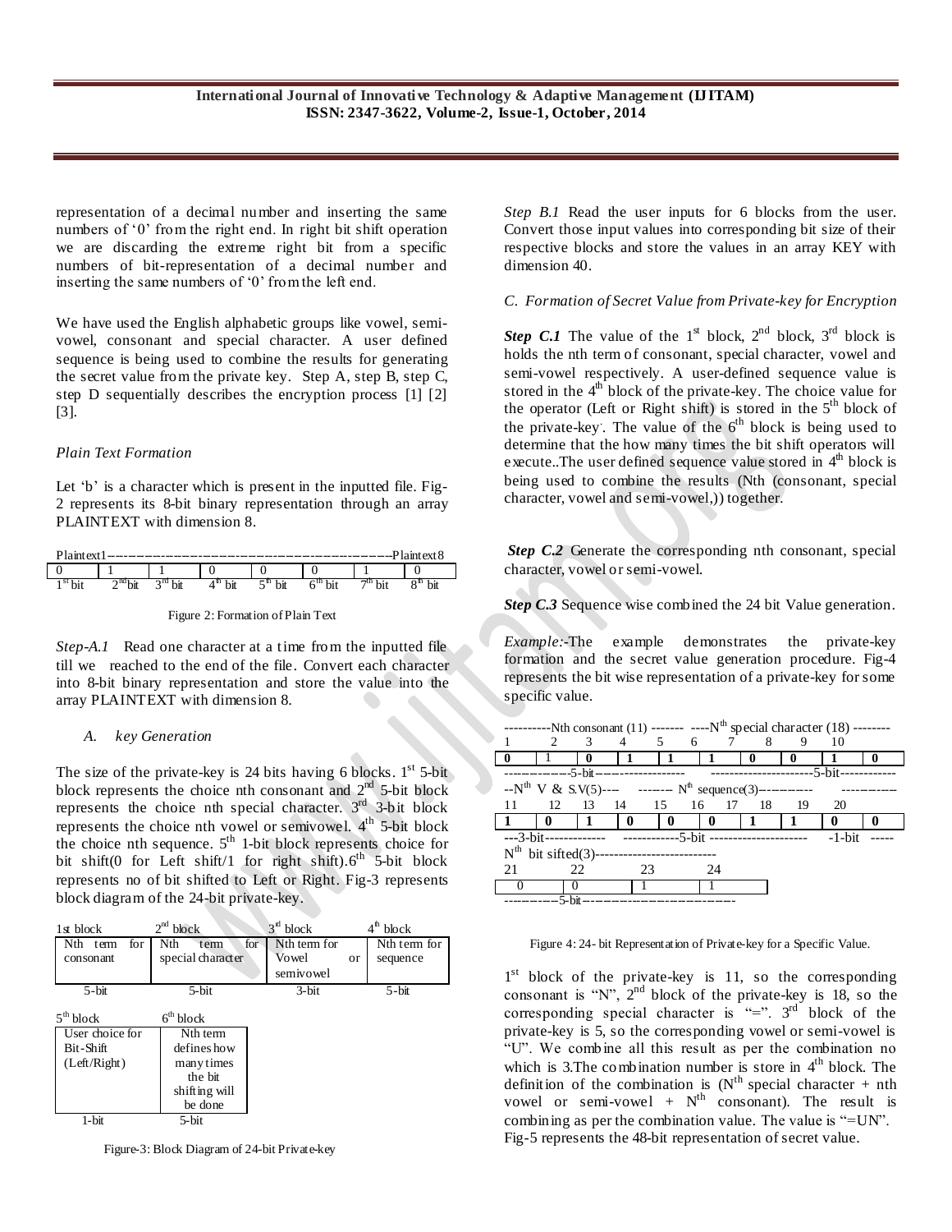representation of a decimal number and inserting the same numbers of '0' from the right end. In right bit shift operation we are discarding the extreme right bit from a specific numbers of bit-representation of a decimal number and inserting the same numbers of '0' from the left end.

We have used the English alphabetic groups like vowel, semi-vowel, consonant and special character. A user defined sequence is being used to combine the results for generating the secret value from the private key. Step A, step B, step C, step D sequentially describes the encryption process [1] [2] [3].

*Plain Text Formation*

Let 'b' is a character which is present in the inputted file. Fig-2 represents its 8-bit binary representation through an array PLAINTEXT with dimension 8.

| Plaintext1 | | | | | | | Plaintext8 |
|---|---|---|---|---|---|---|---|
| 0 | 1 | 1 | 0 | 0 | 0 | 1 | 0 |
| 1st bit | 2nd bit | 3rd bit | 4th bit | 5th bit | 6th bit | 7th bit | 8th bit |

Figure 2: Formation of Plain Text

*Step-A.1* Read one character at a time from the inputted file till we reached to the end of the file. Convert each character into 8-bit binary representation and store the value into the array PLAINTEXT with dimension 8.

### A. key Generation

The size of the private-key is 24 bits having 6 blocks. 1st 5-bit block represents the choice nth consonant and 2nd 5-bit block represents the choice nth special character. 3rd 3-bit block represents the choice nth vowel or semivowel. 4th 5-bit block the choice nth sequence. 5th 1-bit block represents choice for bit shift(0 for Left shift/1 for right shift).6th 5-bit block represents no of bit shifted to Left or Right. Fig-3 represents block diagram of the 24-bit private-key.

| 1st block | 2nd block | 3rd block | 4th block |
|---|---|---|---|
| Nth term for consonant | Nth term for special character | Nth term for Vowel or semivowel | Nth term for sequence |
| 5-bit | 5-bit | 3-bit | 5-bit |

| 5th block | 6th block |
|---|---|
| User choice for Bit-Shift (Left/Right) | Nth term defines how many times the bit shifting will be done |
| 1-bit | 5-bit |

Figure-3: Block Diagram of 24-bit Private-key

*Step B.1* Read the user inputs for 6 blocks from the user. Convert those input values into corresponding bit size of their respective blocks and store the values in an array KEY with dimension 40.

### C. Formation of Secret Value from Private-key for Encryption

***Step C.1*** The value of the 1st block, 2nd block, 3rd block is holds the nth term of consonant, special character, vowel and semi-vowel respectively. A user-defined sequence value is stored in the 4th block of the private-key. The choice value for the operator (Left or Right shift) is stored in the 5th block of the private-key. The value of the 6th block is being used to determine that the how many times the bit shift operators will execute..The user defined sequence value stored in 4th block is being used to combine the results (Nth (consonant, special character, vowel and semi-vowel,)) together.

***Step C.2*** Generate the corresponding nth consonant, special character, vowel or semi-vowel.

***Step C.3*** Sequence wise combined the 24 bit Value generation.

*Example:-*The example demonstrates the private-key formation and the secret value generation procedure. Fig-4 represents the bit wise representation of a private-key for some specific value.

| Nth consonant (11) | | | | | Nth special character (18) | | | | |
|---|---|---|---|---|---|---|---|---|---|
| 1 | 2 | 3 | 4 | 5 | 6 | 7 | 8 | 9 | 10 |
| 0 | 1 | 0 | 1 | 1 | 1 | 0 | 0 | 1 | 0 |
| 5-bit | | | | | 5-bit | | | | |

| Nth V & S.V(5) | | | Nth sequence(3) | | | | | | |
|---|---|---|---|---|---|---|---|---|---|
| 11 | 12 | 13 | 14 | 15 | 16 | 17 | 18 | 19 | 20 |
| 1 | 0 | 1 | 0 | 0 | 0 | 1 | 1 | 0 | 0 |
| 3-bit | | | 5-bit | | | | | 1-bit | |

| Nth bit sifted(3) | | | |
|---|---|---|---|
| 21 | 22 | 23 | 24 |
| 0 | 0 | 1 | 1 |
| 5-bit | | | |

Figure 4: 24- bit Representation of Private-key for a Specific Value.

1st block of the private-key is 11, so the corresponding consonant is "N", 2nd block of the private-key is 18, so the corresponding special character is "=". 3rd block of the private-key is 5, so the corresponding vowel or semi-vowel is "U". We combine all this result as per the combination no which is 3.The combination number is store in 4th block. The definition of the combination is (Nth special character + nth vowel or semi-vowel + Nth consonant). The result is combining as per the combination value. The value is "=UN". Fig-5 represents the 48-bit representation of secret value.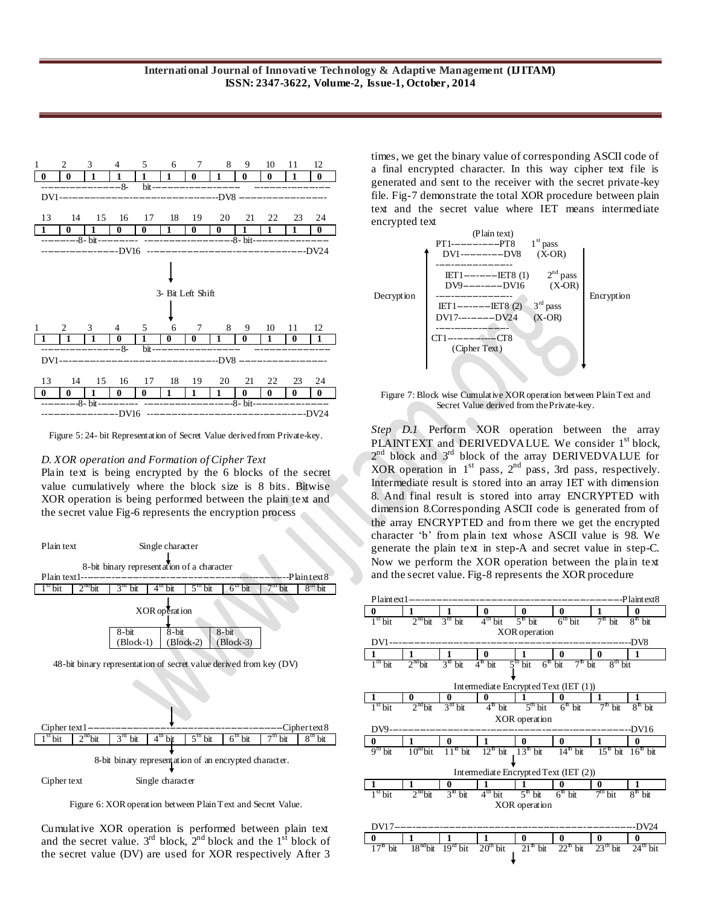| 1 | 2 | 3 | 4 | 5 | 6 | 7 | 8 | 9 | 10 | 11 | 12 |
|---|---|---|---|---|---|---|---|---|---|---|---|
| 0 | 0 | 1 | 1 | 1 | 1 | 0 | 1 | 0 | 0 | 1 | 0 |

DV1------------------------------------DV8

| 13 | 14 | 15 | 16 | 17 | 18 | 19 | 20 | 21 | 22 | 23 | 24 |
|---|---|---|---|---|---|---|---|---|---|---|---|
| 1 | 0 | 1 | 0 | 0 | 1 | 0 | 0 | 1 | 1 | 1 | 0 |

------------------DV16 ------------------------------------DV24

3- Bit Left Shift

| 1 | 2 | 3 | 4 | 5 | 6 | 7 | 8 | 9 | 10 | 11 | 12 |
|---|---|---|---|---|---|---|---|---|---|---|---|
| 1 | 1 | 1 | 0 | 1 | 0 | 0 | 1 | 0 | 1 | 0 | 1 |

DV1------------------------------------DV8

| 13 | 14 | 15 | 16 | 17 | 18 | 19 | 20 | 21 | 22 | 23 | 24 |
|---|---|---|---|---|---|---|---|---|---|---|---|
| 0 | 0 | 1 | 0 | 0 | 1 | 1 | 1 | 0 | 0 | 0 | 0 |

------------------DV16 ------------------------------------DV24

Figure 5: 24- bit Representation of Secret Value derived from Private-key.

### D. XOR operation and Formation of Cipher Text

Plain text is being encrypted by the 6 blocks of the secret value cumulatively where the block size is 8 bits. Bitwise XOR operation is being performed between the plain text and the secret value Fig-6 represents the encryption process

Plain text — Single character

8-bit binary representation of a character

| Plain text1 | | | | | | | Plaintext8 |
|---|---|---|---|---|---|---|---|
| 1st bit | 2nd bit | 3rd bit | 4th bit | 5th bit | 6th bit | 7th bit | 8th bit |

XOR operation

| 8-bit (Block-1) | 8-bit (Block-2) | 8-bit (Block-3) |
|---|---|---|

48-bit binary representation of secret value derived from key (DV)

| Cipher text1 | | | | | | | Ciphertext8 |
|---|---|---|---|---|---|---|---|
| 1st bit | 2nd bit | 3rd bit | 4th bit | 5th bit | 6th bit | 7th bit | 8th bit |

8-bit binary representation of an encrypted character.

Cipher text — Single character

Figure 6: XOR operation between Plain Text and Secret Value.

Cumulative XOR operation is performed between plain text and the secret value. 3rd block, 2nd block and the 1st block of the secret value (DV) are used for XOR respectively After 3 times, we get the binary value of corresponding ASCII code of a final encrypted character. In this way cipher text file is generated and sent to the receiver with the secret private-key file. Fig-7 demonstrate the total XOR procedure between plain text and the secret value where IET means intermediate encrypted text

(Plain text)
PT1----------PT8 — 1st pass
DV1----------DV8 — (X-OR)

IET1--------IET8 (1) — 2nd pass
DV9----------DV16 — (X-OR)

IET1--------IET8 (2) — 3rd pass
DV17---------DV24 — (X-OR)

CT1------------CT8
(Cipher Text)

Decryption ↑ — Encryption ↓

Figure 7: Block wise Cumulative XOR operation between Plain Text and Secret Value derived from the Private-key.

*Step D.1* Perform XOR operation between the array PLAINTEXT and DERIVEDVALUE. We consider 1st block, 2nd block and 3rd block of the array DERIVEDVALUE for XOR operation in 1st pass, 2nd pass, 3rd pass, respectively. Intermediate result is stored into an array IET with dimension 8. And final result is stored into array ENCRYPTED with dimension 8.Corresponding ASCII code is generated from of the array ENCRYPTED and from there we get the encrypted character 'b' from plain text whose ASCII value is 98. We generate the plain text in step-A and secret value in step-C. Now we perform the XOR operation between the plain text and the secret value. Fig-8 represents the XOR procedure

Plaintext1------------------------------------Plaintext8

| 0 | 1 | 1 | 0 | 0 | 0 | 1 | 0 |
|---|---|---|---|---|---|---|---|
| 1st bit | 2nd bit | 3rd bit | 4th bit | 5th bit | 6th bit | 7th bit | 8th bit |

XOR operation

DV1------------------------------------DV8

| 1 | 1 | 1 | 0 | 1 | 0 | 0 | 1 |
|---|---|---|---|---|---|---|---|
| 1th bit | 2nd bit | 3rd bit | 4th bit | 5th bit | 6th bit | 7th bit | 8th bit |

Intermediate Encrypted Text (IET (1))

| 1 | 0 | 0 | 0 | 1 | 0 | 1 | 1 |
|---|---|---|---|---|---|---|---|
| 1st bit | 2nd bit | 3rd bit | 4th bit | 5th bit | 6th bit | 7th bit | 8th bit |

XOR operation

DV9------------------------------------DV16

| 0 | 1 | 0 | 1 | 0 | 0 | 1 | 0 |
|---|---|---|---|---|---|---|---|
| 9th bit | 10th bit | 11th bit | 12th bit | 13th bit | 14th bit | 15th bit | 16th bit |

Intermediate Encrypted Text (IET (2))

| 1 | 1 | 0 | 1 | 1 | 0 | 0 | 1 |
|---|---|---|---|---|---|---|---|
| 1st bit | 2nd bit | 3rd bit | 4th bit | 5th bit | 6th bit | 7th bit | 8th bit |

XOR operation

DV17------------------------------------DV24

| 0 | 1 | 1 | 1 | 0 | 0 | 0 | 0 |
|---|---|---|---|---|---|---|---|
| 17th bit | 18th bit | 19th bit | 20th bit | 21th bit | 22th bit | 23th bit | 24th bit |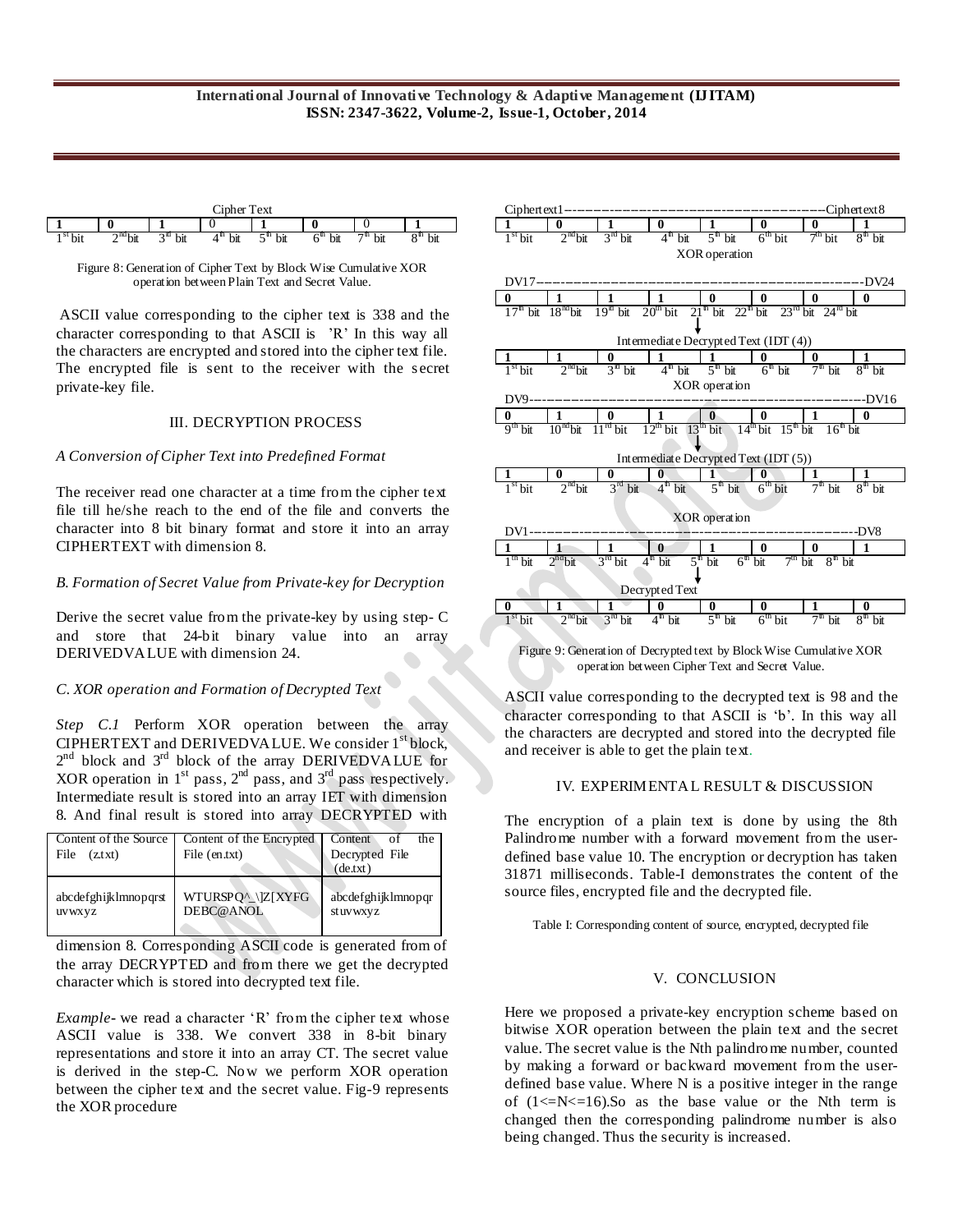Cipher Text

| 1 | 0 | 1 | 0 | 1 | 0 | 0 | 1 |
|---|---|---|---|---|---|---|---|
| 1st bit | 2nd bit | 3rd bit | 4th bit | 5th bit | 6th bit | 7th bit | 8th bit |

Figure 8: Generation of Cipher Text by Block Wise Cumulative XOR operation between Plain Text and Secret Value.

ASCII value corresponding to the cipher text is 338 and the character corresponding to that ASCII is 'R' In this way all the characters are encrypted and stored into the cipher text file. The encrypted file is sent to the receiver with the secret private-key file.

## III. DECRYPTION PROCESS

### *A Conversion of Cipher Text into Predefined Format*

The receiver read one character at a time from the cipher text file till he/she reach to the end of the file and converts the character into 8 bit binary format and store it into an array CIPHERTEXT with dimension 8.

### *B. Formation of Secret Value from Private-key for Decryption*

Derive the secret value from the private-key by using step- C and store that 24-bit binary value into an array DERIVEDVALUE with dimension 24.

### *C. XOR operation and Formation of Decrypted Text*

*Step C.1* Perform XOR operation between the array CIPHERTEXT and DERIVEDVALUE. We consider 1st block, 2nd block and 3rd block of the array DERIVEDVALUE for XOR operation in 1st pass, 2nd pass, and 3rd pass respectively. Intermediate result is stored into an array IET with dimension 8. And final result is stored into array DECRYPTED with dimension 8. Corresponding ASCII code is generated from of the array DECRYPTED and from there we get the decrypted character which is stored into decrypted text file.

*Example*- we read a character 'R' from the cipher text whose ASCII value is 338. We convert 338 in 8-bit binary representations and store it into an array CT. The secret value is derived in the step-C. Now we perform XOR operation between the cipher text and the secret value. Fig-9 represents the XOR procedure

Ciphertext1 – Ciphertext8

| 1 | 0 | 1 | 0 | 1 | 0 | 0 | 1 |
|---|---|---|---|---|---|---|---|
| 1st bit | 2nd bit | 3rd bit | 4th bit | 5th bit | 6th bit | 7th bit | 8th bit |

XOR operation

DV17 – DV24

| 0 | 1 | 1 | 1 | 0 | 0 | 0 | 0 |
|---|---|---|---|---|---|---|---|
| 17th bit | 18th bit | 19th bit | 20th bit | 21th bit | 22th bit | 23rd bit | 24th bit |

Intermediate Decrypted Text (IDT (4))

| 1 | 1 | 0 | 1 | 1 | 0 | 0 | 1 |
|---|---|---|---|---|---|---|---|
| 1st bit | 2nd bit | 3rd bit | 4th bit | 5th bit | 6th bit | 7th bit | 8th bit |

XOR operation

DV9 – DV16

| 0 | 1 | 0 | 1 | 0 | 0 | 1 | 0 |
|---|---|---|---|---|---|---|---|
| 9th bit | 10th bit | 11th bit | 12th bit | 13th bit | 14th bit | 15th bit | 16th bit |

Intermediate Decrypted Text (IDT (5))

| 1 | 0 | 0 | 0 | 1 | 0 | 1 | 1 |
|---|---|---|---|---|---|---|---|
| 1st bit | 2nd bit | 3rd bit | 4th bit | 5th bit | 6th bit | 7th bit | 8th bit |

XOR operation

DV1 – DV8

| 1 | 1 | 1 | 0 | 1 | 0 | 0 | 1 |
|---|---|---|---|---|---|---|---|
| 1th bit | 2nd bit | 3rd bit | 4th bit | 5th bit | 6th bit | 7th bit | 8th bit |

Decrypted Text

| 0 | 1 | 1 | 0 | 0 | 0 | 1 | 0 |
|---|---|---|---|---|---|---|---|
| 1st bit | 2nd bit | 3rd bit | 4th bit | 5th bit | 6th bit | 7th bit | 8th bit |

Figure 9: Generation of Decrypted text by Block Wise Cumulative XOR operation between Cipher Text and Secret Value.

ASCII value corresponding to the decrypted text is 98 and the character corresponding to that ASCII is 'b'. In this way all the characters are decrypted and stored into the decrypted file and receiver is able to get the plain text.

## IV. EXPERIMENTAL RESULT & DISCUSSION

The encryption of a plain text is done by using the 8th Palindrome number with a forward movement from the user-defined base value 10. The encryption or decryption has taken 31871 milliseconds. Table-I demonstrates the content of the source files, encrypted file and the decrypted file.

Table I: Corresponding content of source, encrypted, decrypted file

| Content of the Source File (z.txt) | Content of the Encrypted File (en.txt) | Content of the Decrypted File (de.txt) |
|---|---|---|
| abcdefghijklmnopqrstuvwxyz | WTURSPQ^_\]Z[XYFGDEBC@ANOL | abcdefghijklmnopqrstuvwxyz |

## V. CONCLUSION

Here we proposed a private-key encryption scheme based on bitwise XOR operation between the plain text and the secret value. The secret value is the Nth palindrome number, counted by making a forward or backward movement from the user-defined base value. Where N is a positive integer in the range of (1<=N<=16).So as the base value or the Nth term is changed then the corresponding palindrome number is also being changed. Thus the security is increased.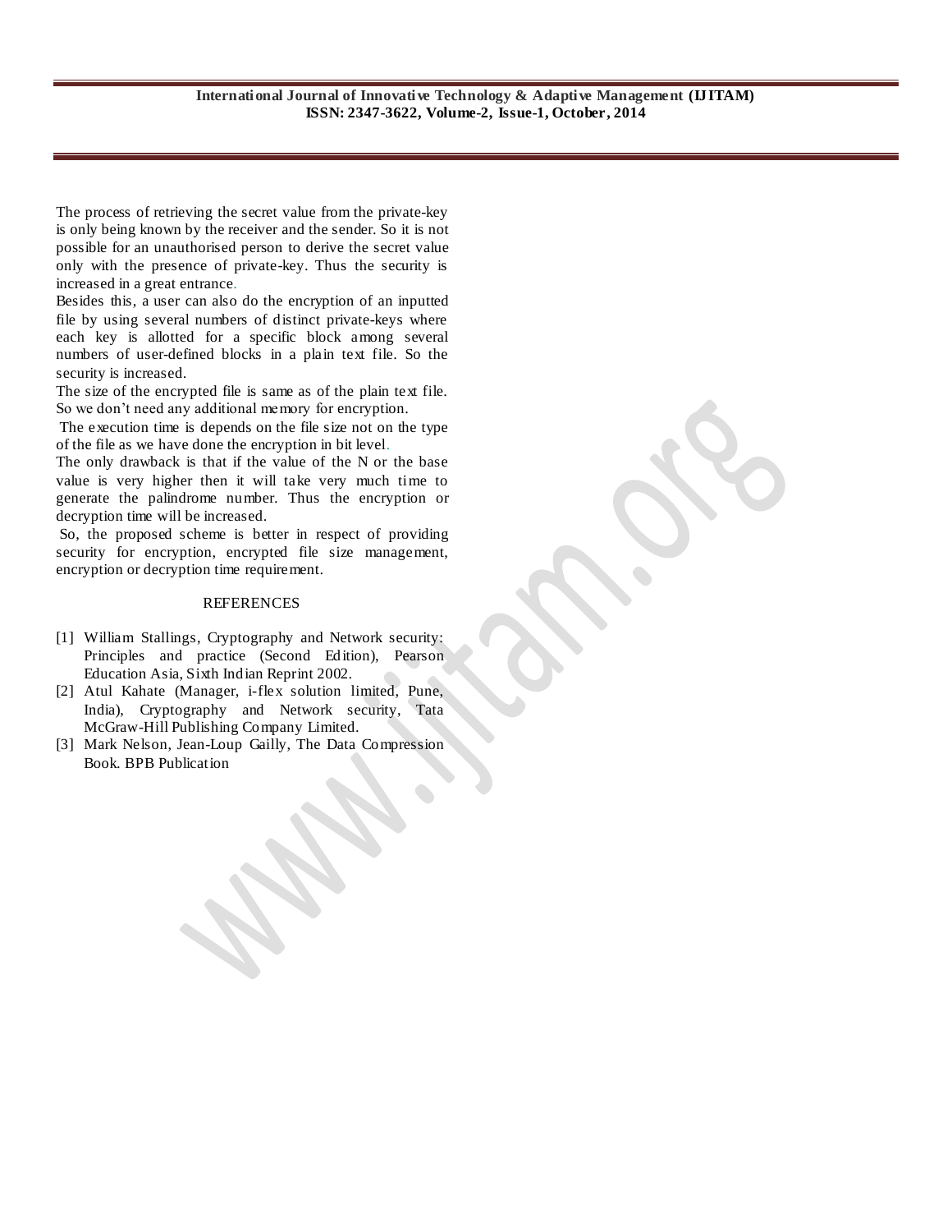The process of retrieving the secret value from the private-key is only being known by the receiver and the sender. So it is not possible for an unauthorised person to derive the secret value only with the presence of private-key. Thus the security is increased in a great entrance.

Besides this, a user can also do the encryption of an inputted file by using several numbers of distinct private-keys where each key is allotted for a specific block among several numbers of user-defined blocks in a plain text file. So the security is increased.

The size of the encrypted file is same as of the plain text file. So we don't need any additional memory for encryption.

The execution time is depends on the file size not on the type of the file as we have done the encryption in bit level.

The only drawback is that if the value of the N or the base value is very higher then it will take very much time to generate the palindrome number. Thus the encryption or decryption time will be increased.

So, the proposed scheme is better in respect of providing security for encryption, encrypted file size management, encryption or decryption time requirement.

## REFERENCES

[1] William Stallings, Cryptography and Network security: Principles and practice (Second Edition), Pearson Education Asia, Sixth Indian Reprint 2002.

[2] Atul Kahate (Manager, i-flex solution limited, Pune, India), Cryptography and Network security, Tata McGraw-Hill Publishing Company Limited.

[3] Mark Nelson, Jean-Loup Gailly, The Data Compression Book. BPB Publication